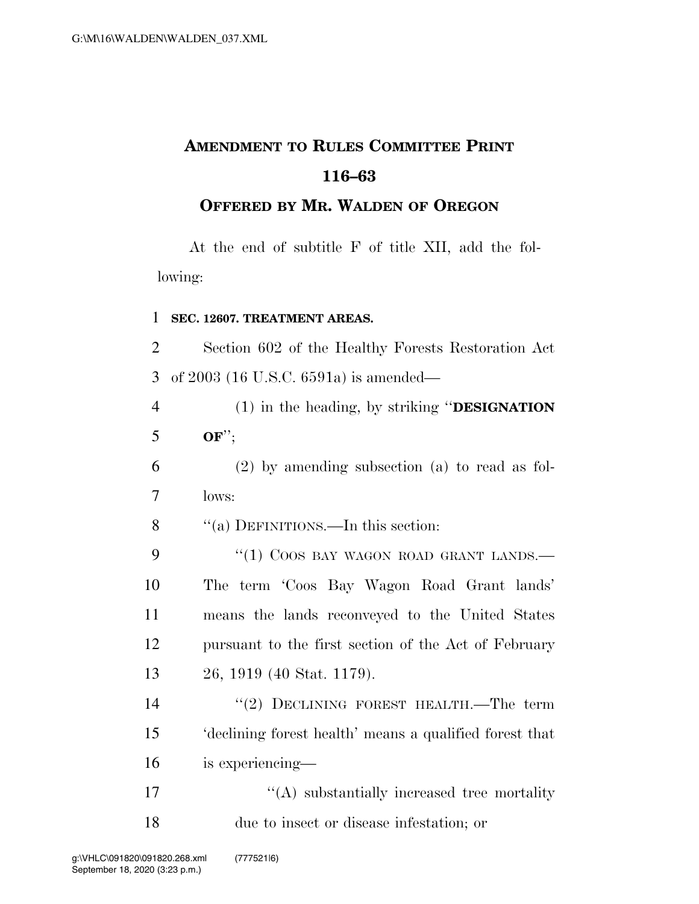# AMENDMENT TO RULES COMMITTEE PRINT 116–63

## OFFERED BY MR. WALDEN OF OREGON

At the end of subtitle F of title XII, add the following:

**SEC. 12607. TREATMENT AREAS.**

Section 602 of the Healthy Forests Restoration Act of 2003 (16 U.S.C. 6591a) is amended—

(1) in the heading, by striking "**DESIGNATION OF**";

(2) by amending subsection (a) to read as follows:

"(a) DEFINITIONS.—In this section:

"(1) COOS BAY WAGON ROAD GRANT LANDS.—The term 'Coos Bay Wagon Road Grant lands' means the lands reconveyed to the United States pursuant to the first section of the Act of February 26, 1919 (40 Stat. 1179).

"(2) DECLINING FOREST HEALTH.—The term 'declining forest health' means a qualified forest that is experiencing—

"(A) substantially increased tree mortality due to insect or disease infestation; or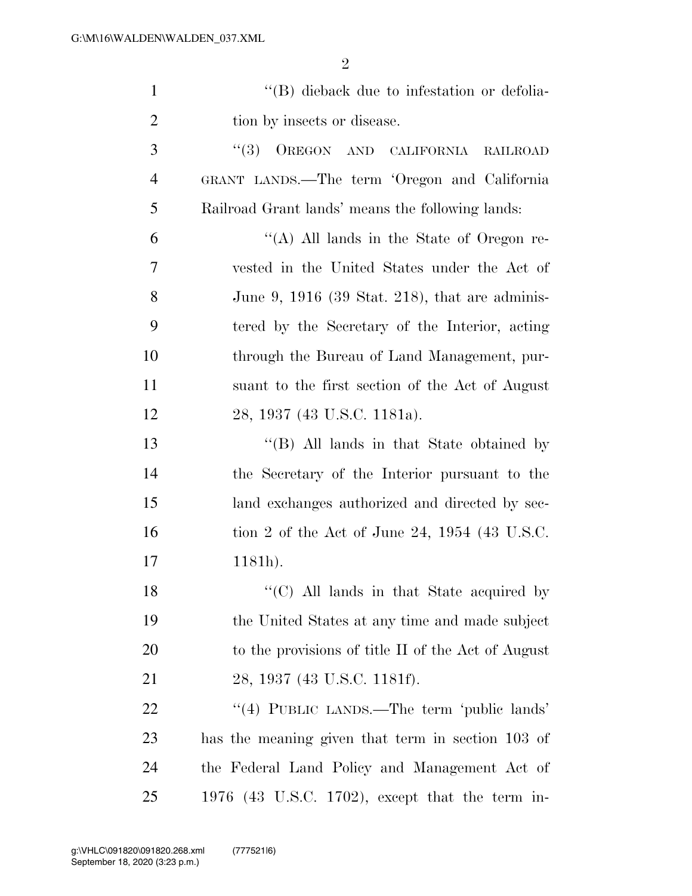''(B) dieback due to infestation or defoliation by insects or disease.

''(3) OREGON AND CALIFORNIA RAILROAD GRANT LANDS.—The term 'Oregon and California Railroad Grant lands' means the following lands:

''(A) All lands in the State of Oregon revested in the United States under the Act of June 9, 1916 (39 Stat. 218), that are administered by the Secretary of the Interior, acting through the Bureau of Land Management, pursuant to the first section of the Act of August 28, 1937 (43 U.S.C. 1181a).

''(B) All lands in that State obtained by the Secretary of the Interior pursuant to the land exchanges authorized and directed by section 2 of the Act of June 24, 1954 (43 U.S.C. 1181h).

''(C) All lands in that State acquired by the United States at any time and made subject to the provisions of title II of the Act of August 28, 1937 (43 U.S.C. 1181f).

''(4) PUBLIC LANDS.—The term 'public lands' has the meaning given that term in section 103 of the Federal Land Policy and Management Act of 1976 (43 U.S.C. 1702), except that the term in-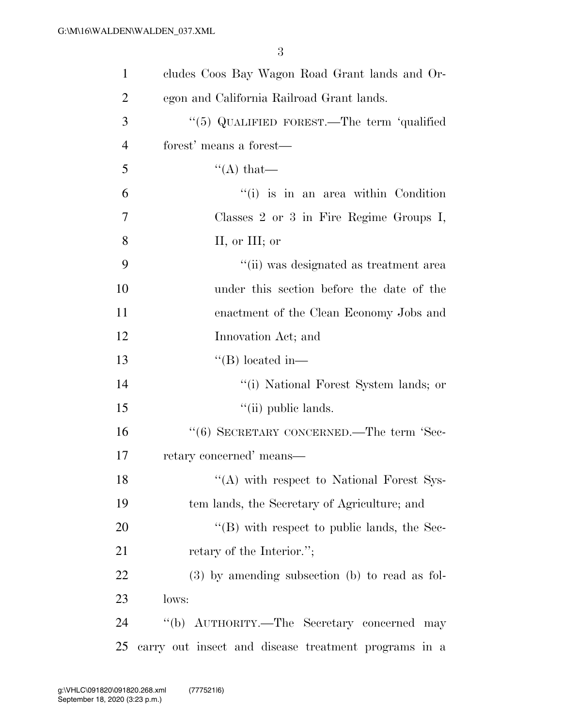cludes Coos Bay Wagon Road Grant lands and Oregon and California Railroad Grant lands.

"(5) QUALIFIED FOREST.—The term 'qualified forest' means a forest—

"(A) that—

"(i) is in an area within Condition Classes 2 or 3 in Fire Regime Groups I, II, or III; or

"(ii) was designated as treatment area under this section before the date of the enactment of the Clean Economy Jobs and Innovation Act; and

"(B) located in—

"(i) National Forest System lands; or

"(ii) public lands.

"(6) SECRETARY CONCERNED.—The term 'Secretary concerned' means—

"(A) with respect to National Forest System lands, the Secretary of Agriculture; and

"(B) with respect to public lands, the Secretary of the Interior.";

(3) by amending subsection (b) to read as follows:

"(b) AUTHORITY.—The Secretary concerned may carry out insect and disease treatment programs in a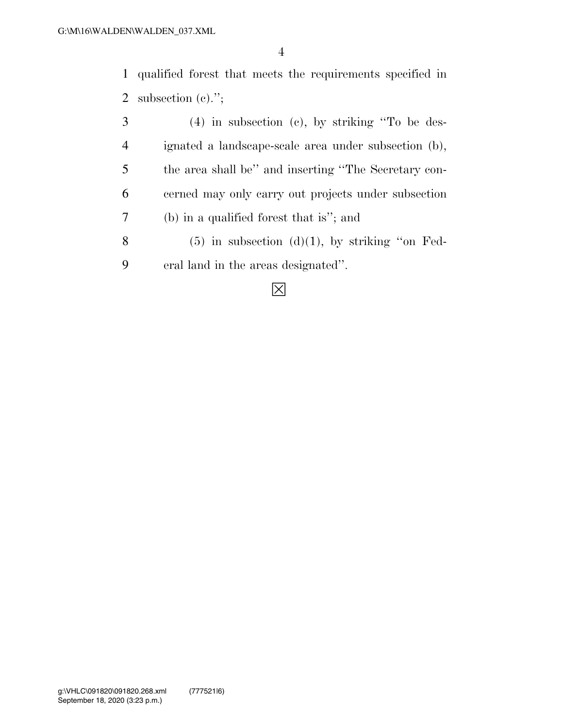qualified forest that meets the requirements specified in subsection (c).'';

(4) in subsection (c), by striking ''To be designated a landscape-scale area under subsection (b), the area shall be'' and inserting ''The Secretary concerned may only carry out projects under subsection (b) in a qualified forest that is''; and

(5) in subsection (d)(1), by striking ''on Federal land in the areas designated''.